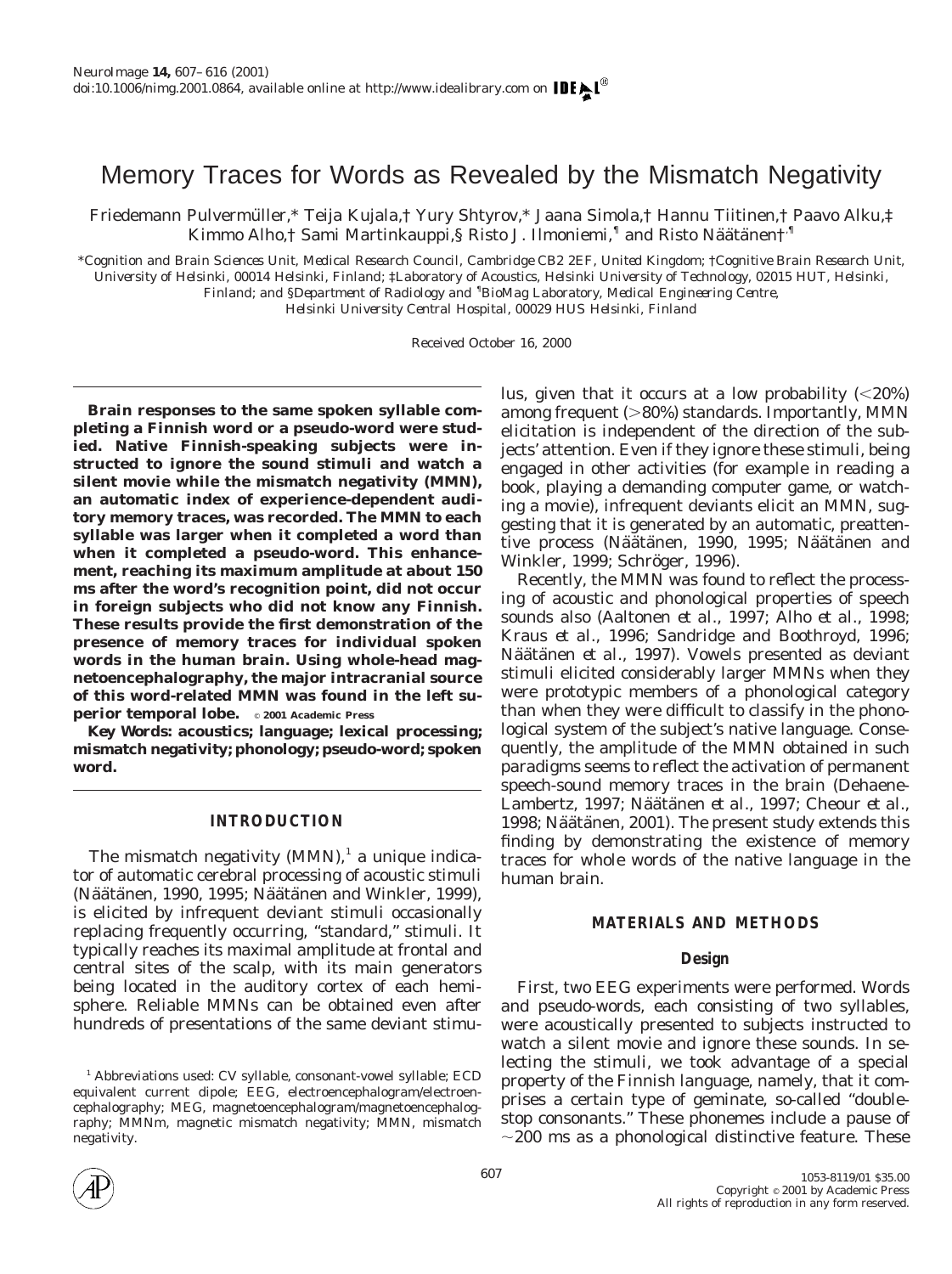# Memory Traces for Words as Revealed by the Mismatch Negativity

Friedemann Pulvermüller,* Teija Kujala,† Yury Shtyrov,* Jaana Simola,† Hannu Tiitinen,† Paavo Alku,‡ Kimmo Alho,† Sami Martinkauppi,§ Risto J. Ilmoniemi,¶ and Risto Näätänen†,¶

*Cognition and Brain Sciences Unit, Medical Research Council, Cambridge CB2 2EF, United Kingdom; †Cognitive Brain Research Unit, University of Helsinki, 00014 Helsinki, Finland; ‡Laboratory of Acoustics, Helsinki University of Technology, 02015 HUT, Helsinki, Finland; and §Department of Radiology and ¶BioMag Laboratory, Medical Engineering Centre, Helsinki University Central Hospital, 00029 HUS Helsinki, Finland

Received October 16, 2000

**Brain responses to the same spoken syllable completing a Finnish word or a pseudo-word were studied. Native Finnish-speaking subjects were instructed to ignore the sound stimuli and watch a silent movie while the mismatch negativity (MMN), an automatic index of experience-dependent auditory memory traces, was recorded. The MMN to each syllable was larger when it completed a word than when it completed a pseudo-word. This enhancement, reaching its maximum amplitude at about 150 ms after the word's recognition point, did not occur in foreign subjects who did not know any Finnish. These results provide the first demonstration of the presence of memory traces for individual spoken words in the human brain. Using whole-head magnetoencephalography, the major intracranial source of this word-related MMN was found in the left superior temporal lobe.** © 2001 Academic Press

**Key Words: acoustics; language; lexical processing; mismatch negativity; phonology; pseudo-word; spoken word.**

## INTRODUCTION

The mismatch negativity (MMN),[1] a unique indicator of automatic cerebral processing of acoustic stimuli (Näätänen, 1990, 1995; Näätänen and Winkler, 1999), is elicited by infrequent deviant stimuli occasionally replacing frequently occurring, "standard," stimuli. It typically reaches its maximal amplitude at frontal and central sites of the scalp, with its main generators being located in the auditory cortex of each hemisphere. Reliable MMNs can be obtained even after hundreds of presentations of the same deviant stimulus, given that it occurs at a low probability (<20%) among frequent (>80%) standards. Importantly, MMN elicitation is independent of the direction of the subjects' attention. Even if they ignore these stimuli, being engaged in other activities (for example in reading a book, playing a demanding computer game, or watching a movie), infrequent deviants elicit an MMN, suggesting that it is generated by an automatic, preattentive process (Näätänen, 1990, 1995; Näätänen and Winkler, 1999; Schröger, 1996).

Recently, the MMN was found to reflect the processing of acoustic and phonological properties of speech sounds also (Aaltonen *et al.*, 1997; Alho *et al.*, 1998; Kraus *et al.*, 1996; Sandridge and Boothroyd, 1996; Näätänen *et al.*, 1997). Vowels presented as deviant stimuli elicited considerably larger MMNs when they were prototypic members of a phonological category than when they were difficult to classify in the phonological system of the subject's native language. Consequently, the amplitude of the MMN obtained in such paradigms seems to reflect the activation of permanent speech-sound memory traces in the brain (Dehaene-Lambertz, 1997; Näätänen *et al.*, 1997; Cheour *et al.*, 1998; Näätänen, 2001). The present study extends this finding by demonstrating the existence of memory traces for whole words of the native language in the human brain.

## MATERIALS AND METHODS

### Design

First, two EEG experiments were performed. Words and pseudo-words, each consisting of two syllables, were acoustically presented to subjects instructed to watch a silent movie and ignore these sounds. In selecting the stimuli, we took advantage of a special property of the Finnish language, namely, that it comprises a certain type of geminate, so-called "double-stop consonants." These phonemes include a pause of ~200 ms as a phonological distinctive feature. These

[1] Abbreviations used: CV syllable, consonant-vowel syllable; ECD equivalent current dipole; EEG, electroencephalogram/electroencephalography; MEG, magnetoencephalogram/magnetoencephalography; MMNm, magnetic mismatch negativity; MMN, mismatch negativity.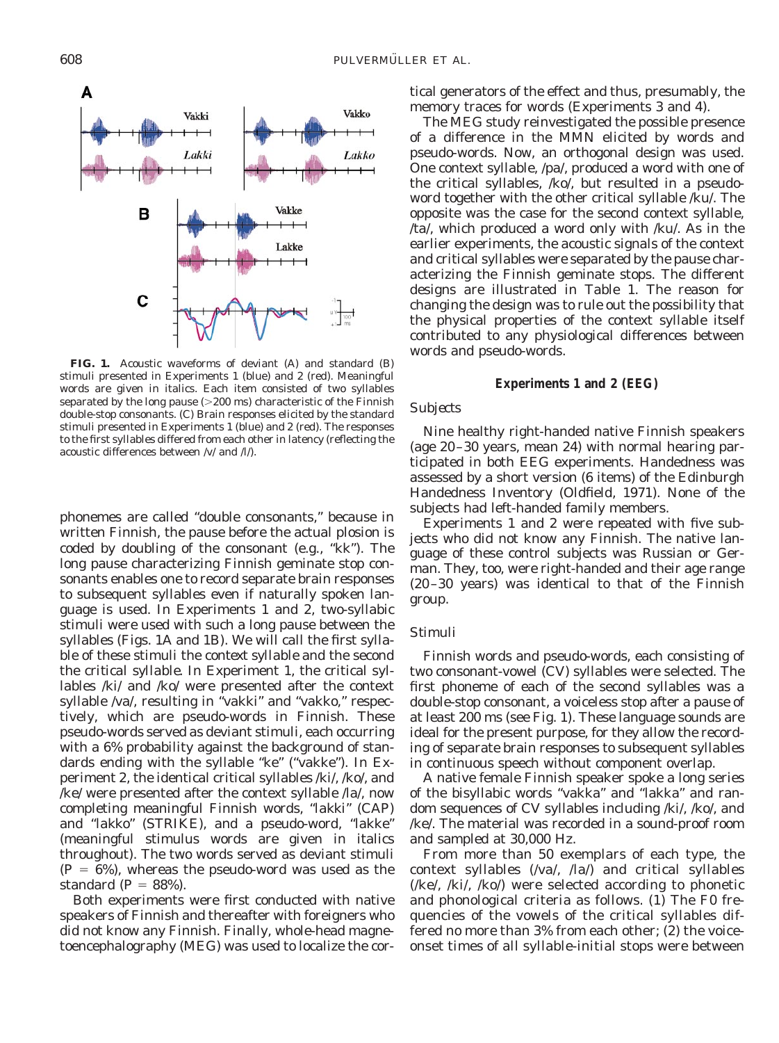**FIG. 1.** Acoustic waveforms of deviant (A) and standard (B) stimuli presented in Experiments 1 (blue) and 2 (red). Meaningful words are given in italics. Each item consisted of two syllables separated by the long pause (>200 ms) characteristic of the Finnish double-stop consonants. (C) Brain responses elicited by the standard stimuli presented in Experiments 1 (blue) and 2 (red). The responses to the first syllables differed from each other in latency (reflecting the acoustic differences between /v/ and /l/).

phonemes are called "double consonants," because in written Finnish, the pause before the actual plosion is coded by doubling of the consonant (e.g., "kk"). The long pause characterizing Finnish geminate stop consonants enables one to record separate brain responses to subsequent syllables even if naturally spoken language is used. In Experiments 1 and 2, two-syllabic stimuli were used with such a long pause between the syllables (Figs. 1A and 1B). We will call the first syllable of these stimuli the context syllable and the second the critical syllable. In Experiment 1, the critical syllables /ki/ and /ko/ were presented after the context syllable /va/, resulting in "vakki" and "vakko," respectively, which are pseudo-words in Finnish. These pseudo-words served as deviant stimuli, each occurring with a 6% probability against the background of standards ending with the syllable "ke" ("vakke"). In Experiment 2, the identical critical syllables /ki/, /ko/, and /ke/ were presented after the context syllable /la/, now completing meaningful Finnish words, "*lakki*" (CAP) and "*lakko*" (STRIKE), and a pseudo-word, "lakke" (meaningful stimulus words are given in italics throughout). The two words served as deviant stimuli ($P = 6\%$), whereas the pseudo-word was used as the standard ($P = 88\%$).

Both experiments were first conducted with native speakers of Finnish and thereafter with foreigners who did not know any Finnish. Finally, whole-head magnetoencephalography (MEG) was used to localize the cortical generators of the effect and thus, presumably, the memory traces for words (Experiments 3 and 4).

The MEG study reinvestigated the possible presence of a difference in the MMN elicited by words and pseudo-words. Now, an orthogonal design was used. One context syllable, /pa/, produced a word with one of the critical syllables, /ko/, but resulted in a pseudo-word together with the other critical syllable /ku/. The opposite was the case for the second context syllable, /ta/, which produced a word only with /ku/. As in the earlier experiments, the acoustic signals of the context and critical syllables were separated by the pause characterizing the Finnish geminate stops. The different designs are illustrated in Table 1. The reason for changing the design was to rule out the possibility that the physical properties of the context syllable itself contributed to any physiological differences between words and pseudo-words.

## Experiments 1 and 2 (EEG)

### Subjects

Nine healthy right-handed native Finnish speakers (age 20–30 years, mean 24) with normal hearing participated in both EEG experiments. Handedness was assessed by a short version (6 items) of the Edinburgh Handedness Inventory (Oldfield, 1971). None of the subjects had left-handed family members.

Experiments 1 and 2 were repeated with five subjects who did not know any Finnish. The native language of these control subjects was Russian or German. They, too, were right-handed and their age range (20–30 years) was identical to that of the Finnish group.

### Stimuli

Finnish words and pseudo-words, each consisting of two consonant-vowel (CV) syllables were selected. The first phoneme of each of the second syllables was a double-stop consonant, a voiceless stop after a pause of at least 200 ms (see Fig. 1). These language sounds are ideal for the present purpose, for they allow the recording of separate brain responses to subsequent syllables in continuous speech without component overlap.

A native female Finnish speaker spoke a long series of the bisyllabic words "vakka" and "lakka" and random sequences of CV syllables including /ki/, /ko/, and /ke/. The material was recorded in a sound-proof room and sampled at 30,000 Hz.

From more than 50 exemplars of each type, the context syllables (/va/, /la/) and critical syllables (/ke/, /ki/, /ko/) were selected according to phonetic and phonological criteria as follows. (1) The F0 frequencies of the vowels of the critical syllables differed no more than 3% from each other; (2) the voice-onset times of all syllable-initial stops were between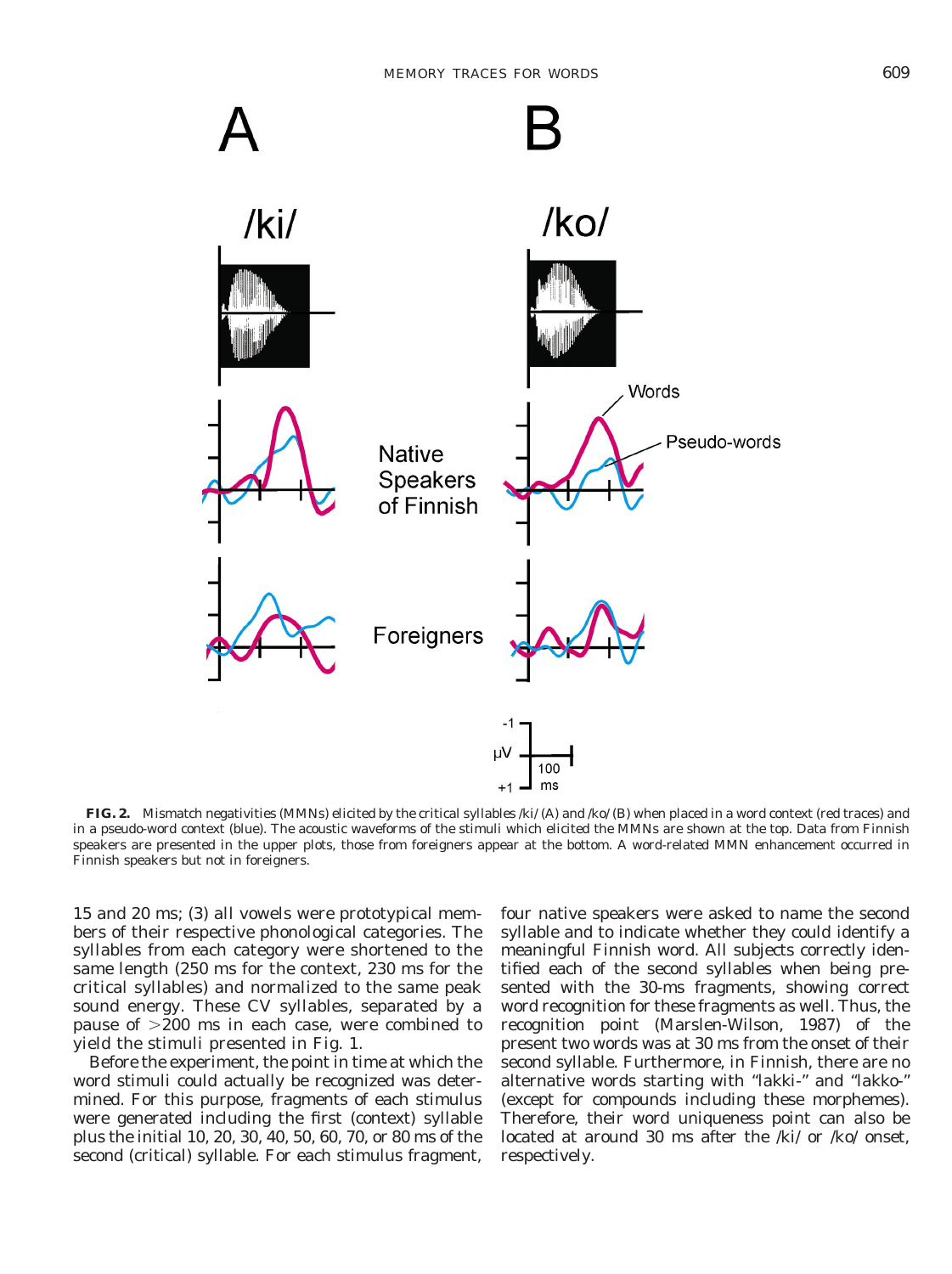**FIG. 2.** Mismatch negativities (MMNs) elicited by the critical syllables /ki/ (A) and /ko/ (B) when placed in a word context (red traces) and in a pseudo-word context (blue). The acoustic waveforms of the stimuli which elicited the MMNs are shown at the top. Data from Finnish speakers are presented in the upper plots, those from foreigners appear at the bottom. A word-related MMN enhancement occurred in Finnish speakers but not in foreigners.

15 and 20 ms; (3) all vowels were prototypical members of their respective phonological categories. The syllables from each category were shortened to the same length (250 ms for the context, 230 ms for the critical syllables) and normalized to the same peak sound energy. These CV syllables, separated by a pause of >200 ms in each case, were combined to yield the stimuli presented in Fig. 1.

Before the experiment, the point in time at which the word stimuli could actually be recognized was determined. For this purpose, fragments of each stimulus were generated including the first (context) syllable plus the initial 10, 20, 30, 40, 50, 60, 70, or 80 ms of the second (critical) syllable. For each stimulus fragment, four native speakers were asked to name the second syllable and to indicate whether they could identify a meaningful Finnish word. All subjects correctly identified each of the second syllables when being presented with the 30-ms fragments, showing correct word recognition for these fragments as well. Thus, the recognition point (Marslen-Wilson, 1987) of the present two words was at 30 ms from the onset of their second syllable. Furthermore, in Finnish, there are no alternative words starting with "lakki-" and "lakko-" (except for compounds including these morphemes). Therefore, their word uniqueness point can also be located at around 30 ms after the /ki/ or /ko/ onset, respectively.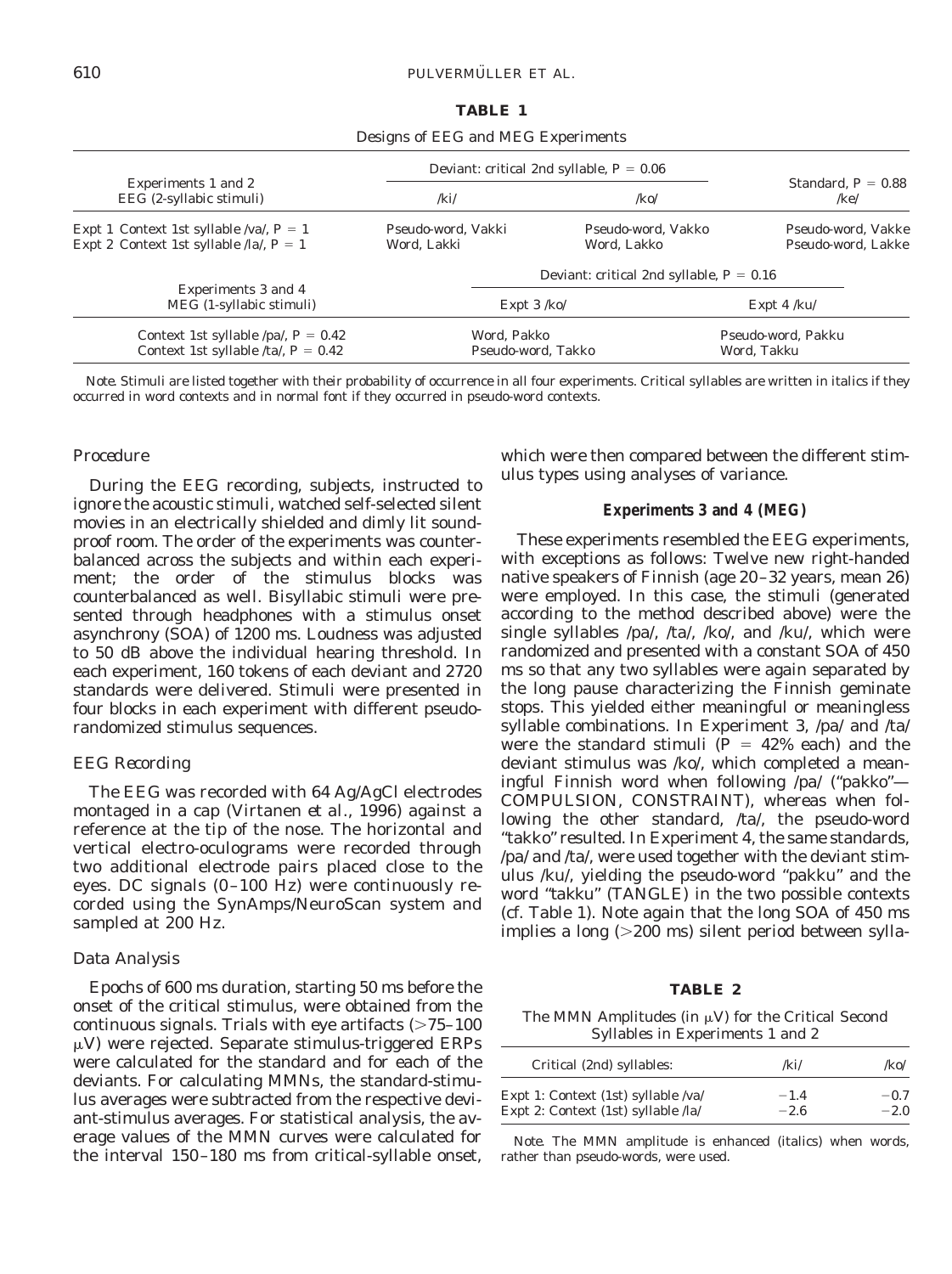**TABLE 1**

Designs of EEG and MEG Experiments

| Experiments 1 and 2 EEG (2-syllabic stimuli) | Deviant: critical 2nd syllable, $P = 0.06$ | | Standard, $P = 0.88$ |
|---|---|---|---|
| | /ki/ | /ko/ | /ke/ |
| Expt 1 Context 1st syllable /va/, $P = 1$ | Pseudo-word, Vakki | Pseudo-word, Vakko | Pseudo-word, Vakke |
| Expt 2 Context 1st syllable /la/, $P = 1$ | Word, *Lakki* | Word, *Lakko* | Pseudo-word, Lakke |

| Experiments 3 and 4 MEG (1-syllabic stimuli) | Deviant: critical 2nd syllable, $P = 0.16$ | |
|---|---|---|
| | Expt 3 /ko/ | Expt 4 /ku/ |
| Context 1st syllable /pa/, $P = 0.42$ | Word, *Pakko* | Pseudo-word, Pakku |
| Context 1st syllable /ta/, $P = 0.42$ | Pseudo-word, Takko | Word, *Takku* |

*Note.* Stimuli are listed together with their probability of occurrence in all four experiments. Critical syllables are written in italics if they occurred in word contexts and in normal font if they occurred in pseudo-word contexts.

### Procedure

During the EEG recording, subjects, instructed to ignore the acoustic stimuli, watched self-selected silent movies in an electrically shielded and dimly lit soundproof room. The order of the experiments was counterbalanced across the subjects and within each experiment; the order of the stimulus blocks was counterbalanced as well. Bisyllabic stimuli were presented through headphones with a stimulus onset asynchrony (SOA) of 1200 ms. Loudness was adjusted to 50 dB above the individual hearing threshold. In each experiment, 160 tokens of each deviant and 2720 standards were delivered. Stimuli were presented in four blocks in each experiment with different pseudorandomized stimulus sequences.

### EEG Recording

The EEG was recorded with 64 Ag/AgCl electrodes montaged in a cap (Virtanen et al., 1996) against a reference at the tip of the nose. The horizontal and vertical electro-oculograms were recorded through two additional electrode pairs placed close to the eyes. DC signals (0–100 Hz) were continuously recorded using the SynAmps/NeuroScan system and sampled at 200 Hz.

### Data Analysis

Epochs of 600 ms duration, starting 50 ms before the onset of the critical stimulus, were obtained from the continuous signals. Trials with eye artifacts (>75–100 μV) were rejected. Separate stimulus-triggered ERPs were calculated for the standard and for each of the deviants. For calculating MMNs, the standard-stimulus averages were subtracted from the respective deviant-stimulus averages. For statistical analysis, the average values of the MMN curves were calculated for the interval 150–180 ms from critical-syllable onset, which were then compared between the different stimulus types using analyses of variance.

## Experiments 3 and 4 (MEG)

These experiments resembled the EEG experiments, with exceptions as follows: Twelve new right-handed native speakers of Finnish (age 20–32 years, mean 26) were employed. In this case, the stimuli (generated according to the method described above) were the single syllables /pa/, /ta/, /ko/, and /ku/, which were randomized and presented with a constant SOA of 450 ms so that any two syllables were again separated by the long pause characterizing the Finnish geminate stops. This yielded either meaningful or meaningless syllable combinations. In Experiment 3, /pa/ and /ta/ were the standard stimuli ($P = 42\%$ each) and the deviant stimulus was /ko/, which completed a meaningful Finnish word when following /pa/ ("pakko"—COMPULSION, CONSTRAINT), whereas when following the other standard, /ta/, the pseudo-word "takko" resulted. In Experiment 4, the same standards, /pa/ and /ta/, were used together with the deviant stimulus /ku/, yielding the pseudo-word "pakku" and the word "takku" (TANGLE) in the two possible contexts (cf. Table 1). Note again that the long SOA of 450 ms implies a long (>200 ms) silent period between sylla-

**TABLE 2**

The MMN Amplitudes (in μV) for the Critical Second Syllables in Experiments 1 and 2

| Critical (2nd) syllables: | /ki/ | /ko/ |
|---|---|---|
| Expt 1: Context (1st) syllable /va/ | −1.4 | −0.7 |
| Expt 2: Context (1st) syllable /la/ | *−2.6* | *−2.0* |

*Note.* The MMN amplitude is enhanced (italics) when words, rather than pseudo-words, were used.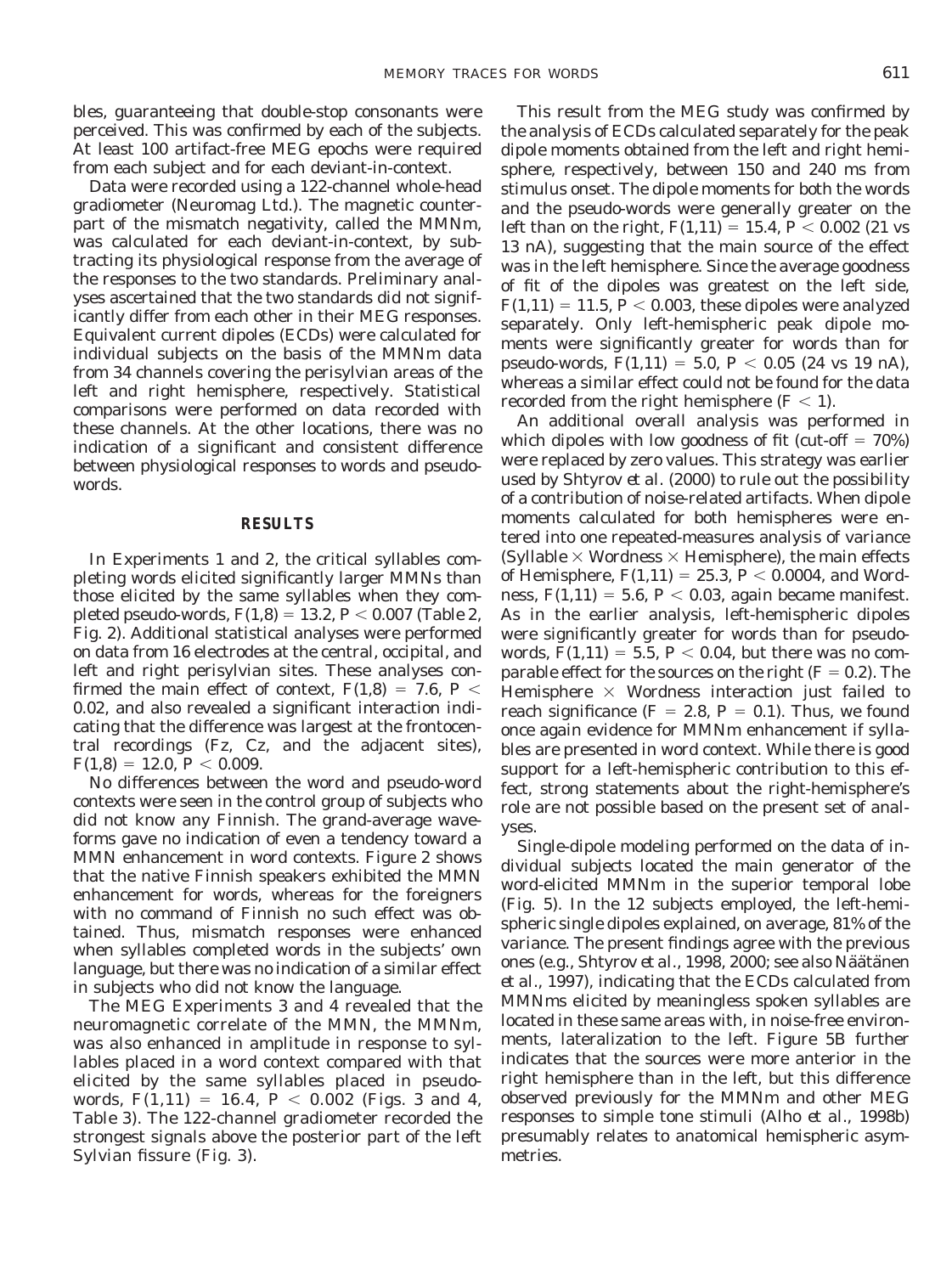bles, guaranteeing that double-stop consonants were perceived. This was confirmed by each of the subjects. At least 100 artifact-free MEG epochs were required from each subject and for each deviant-in-context.

Data were recorded using a 122-channel whole-head gradiometer (Neuromag Ltd.). The magnetic counterpart of the mismatch negativity, called the MMNm, was calculated for each deviant-in-context, by subtracting its physiological response from the average of the responses to the two standards. Preliminary analyses ascertained that the two standards did not significantly differ from each other in their MEG responses. Equivalent current dipoles (ECDs) were calculated for individual subjects on the basis of the MMNm data from 34 channels covering the perisylvian areas of the left and right hemisphere, respectively. Statistical comparisons were performed on data recorded with these channels. At the other locations, there was no indication of a significant and consistent difference between physiological responses to words and pseudowords.

## RESULTS

In Experiments 1 and 2, the critical syllables completing words elicited significantly larger MMNs than those elicited by the same syllables when they completed pseudo-words, $F(1,8) = 13.2$, $P < 0.007$ (Table 2, Fig. 2). Additional statistical analyses were performed on data from 16 electrodes at the central, occipital, and left and right perisylvian sites. These analyses confirmed the main effect of context, $F(1,8) = 7.6$, $P < 0.02$, and also revealed a significant interaction indicating that the difference was largest at the frontocentral recordings (Fz, Cz, and the adjacent sites), $F(1,8) = 12.0$, $P < 0.009$.

No differences between the word and pseudo-word contexts were seen in the control group of subjects who did not know any Finnish. The grand-average waveforms gave no indication of even a tendency toward a MMN enhancement in word contexts. Figure 2 shows that the native Finnish speakers exhibited the MMN enhancement for words, whereas for the foreigners with no command of Finnish no such effect was obtained. Thus, mismatch responses were enhanced when syllables completed words in the subjects' own language, but there was no indication of a similar effect in subjects who did not know the language.

The MEG Experiments 3 and 4 revealed that the neuromagnetic correlate of the MMN, the MMNm, was also enhanced in amplitude in response to syllables placed in a word context compared with that elicited by the same syllables placed in pseudowords, $F(1,11) = 16.4$, $P < 0.002$ (Figs. 3 and 4, Table 3). The 122-channel gradiometer recorded the strongest signals above the posterior part of the left Sylvian fissure (Fig. 3).

This result from the MEG study was confirmed by the analysis of ECDs calculated separately for the peak dipole moments obtained from the left and right hemisphere, respectively, between 150 and 240 ms from stimulus onset. The dipole moments for both the words and the pseudo-words were generally greater on the left than on the right, $F(1,11) = 15.4$, $P < 0.002$ (21 vs 13 nA), suggesting that the main source of the effect was in the left hemisphere. Since the average goodness of fit of the dipoles was greatest on the left side, $F(1,11) = 11.5$, $P < 0.003$, these dipoles were analyzed separately. Only left-hemispheric peak dipole moments were significantly greater for words than for pseudo-words, $F(1,11) = 5.0$, $P < 0.05$ (24 vs 19 nA), whereas a similar effect could not be found for the data recorded from the right hemisphere ($F < 1$).

An additional overall analysis was performed in which dipoles with low goodness of fit (cut-off = 70%) were replaced by zero values. This strategy was earlier used by Shtyrov *et al.* (2000) to rule out the possibility of a contribution of noise-related artifacts. When dipole moments calculated for both hemispheres were entered into one repeated-measures analysis of variance (Syllable × Wordness × Hemisphere), the main effects of Hemisphere, $F(1,11) = 25.3$, $P < 0.0004$, and Wordness, $F(1,11) = 5.6$, $P < 0.03$, again became manifest. As in the earlier analysis, left-hemispheric dipoles were significantly greater for words than for pseudowords, $F(1,11) = 5.5$, $P < 0.04$, but there was no comparable effect for the sources on the right ($F = 0.2$). The Hemisphere × Wordness interaction just failed to reach significance ($F = 2.8$, $P = 0.1$). Thus, we found once again evidence for MMNm enhancement if syllables are presented in word context. While there is good support for a left-hemispheric contribution to this effect, strong statements about the right-hemisphere's role are not possible based on the present set of analyses.

Single-dipole modeling performed on the data of individual subjects located the main generator of the word-elicited MMNm in the superior temporal lobe (Fig. 5). In the 12 subjects employed, the left-hemispheric single dipoles explained, on average, 81% of the variance. The present findings agree with the previous ones (e.g., Shtyrov *et al.*, 1998, 2000; see also Näätänen *et al.*, 1997), indicating that the ECDs calculated from MMNms elicited by meaningless spoken syllables are located in these same areas with, in noise-free environments, lateralization to the left. Figure 5B further indicates that the sources were more anterior in the right hemisphere than in the left, but this difference observed previously for the MMNm and other MEG responses to simple tone stimuli (Alho *et al.*, 1998b) presumably relates to anatomical hemispheric asymmetries.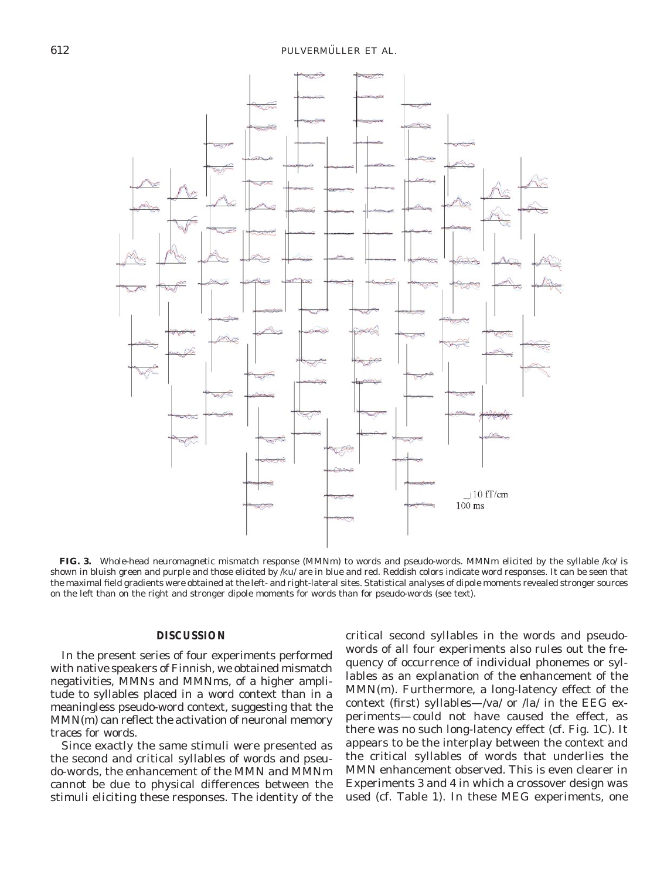**FIG. 3.** Whole-head neuromagnetic mismatch response (MMNm) to words and pseudo-words. MMNm elicited by the syllable /ko/ is shown in bluish green and purple and those elicited by /ku/ are in blue and red. Reddish colors indicate word responses. It can be seen that the maximal field gradients were obtained at the left- and right-lateral sites. Statistical analyses of dipole moments revealed stronger sources on the left than on the right and stronger dipole moments for words than for pseudo-words (see text).

## DISCUSSION

In the present series of four experiments performed with native speakers of Finnish, we obtained mismatch negativities, MMNs and MMNms, of a higher amplitude to syllables placed in a word context than in a meaningless pseudo-word context, suggesting that the MMN(m) can reflect the activation of neuronal memory traces for words.

Since exactly the same stimuli were presented as the second and critical syllables of words and pseudo-words, the enhancement of the MMN and MMNm cannot be due to physical differences between the stimuli eliciting these responses. The identity of the critical second syllables in the words and pseudo-words of all four experiments also rules out the frequency of occurrence of individual phonemes or syllables as an explanation of the enhancement of the MMN(m). Furthermore, a long-latency effect of the context (first) syllables—/va/ or /la/ in the EEG experiments—could not have caused the effect, as there was no such long-latency effect (cf. Fig. 1C). It appears to be the interplay between the context and the critical syllables of words that underlies the MMN enhancement observed. This is even clearer in Experiments 3 and 4 in which a crossover design was used (cf. Table 1). In these MEG experiments, one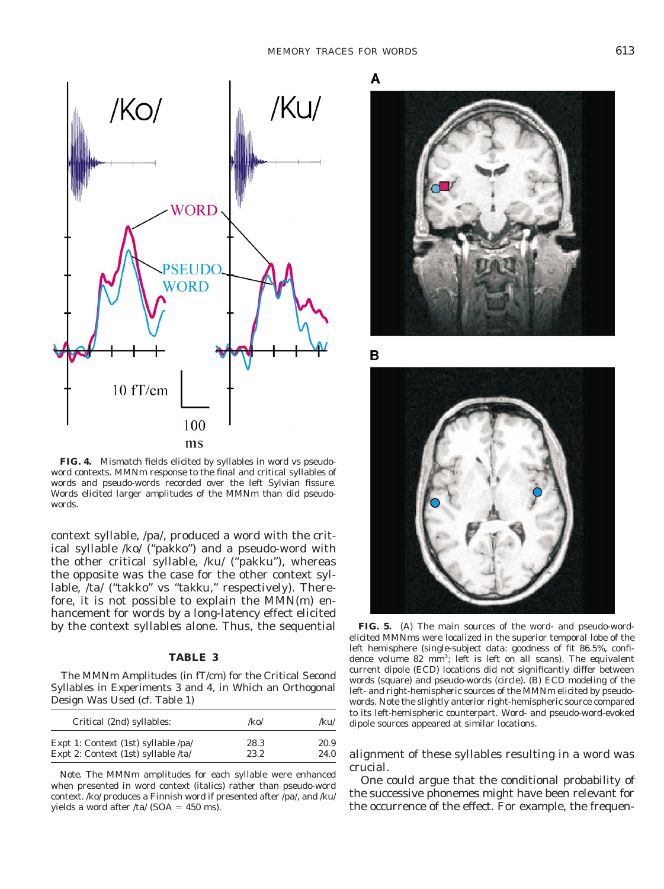**FIG. 4.** Mismatch fields elicited by syllables in word vs pseudo-word contexts. MMNm response to the final and critical syllables of words and pseudo-words recorded over the left Sylvian fissure. Words elicited larger amplitudes of the MMNm than did pseudo-words.

context syllable, /pa/, produced a word with the critical syllable /ko/ ("pakko") and a pseudo-word with the other critical syllable, /ku/ ("pakku"), whereas the opposite was the case for the other context syllable, /ta/ ("takko" vs "takku," respectively). Therefore, it is not possible to explain the MMN(m) enhancement for words by a long-latency effect elicited by the context syllables alone. Thus, the sequential alignment of these syllables resulting in a word was crucial.

One could argue that the conditional probability of the successive phonemes might have been relevant for the occurrence of the effect. For example, the frequen-

**TABLE 3**

The MMNm Amplitudes (in fT/cm) for the Critical Second Syllables in Experiments 3 and 4, in Which an Orthogonal Design Was Used (cf. Table 1)

| Critical (2nd) syllables: | /ko/ | /ku/ |
|---|---|---|
| Expt 1: Context (1st) syllable /pa/ | *28.3* | 20.9 |
| Expt 2: Context (1st) syllable /ta/ | 23.2 | *24.0* |

*Note.* The MMNm amplitudes for each syllable were enhanced when presented in word context (italics) rather than pseudo-word context. /ko/ produces a Finnish word if presented after /pa/, and /ku/ yields a word after /ta/ (SOA = 450 ms).

**FIG. 5.** (A) The main sources of the word- and pseudo-word-elicited MMNms were localized in the superior temporal lobe of the left hemisphere (single-subject data: goodness of fit 86.5%, confidence volume 82 mm$^3$; left is left on all scans). The equivalent current dipole (ECD) locations did not significantly differ between words (square) and pseudo-words (circle). (B) ECD modeling of the left- and right-hemispheric sources of the MMNm elicited by pseudo-words. Note the slightly anterior right-hemispheric source compared to its left-hemispheric counterpart. Word- and pseudo-word-evoked dipole sources appeared at similar locations.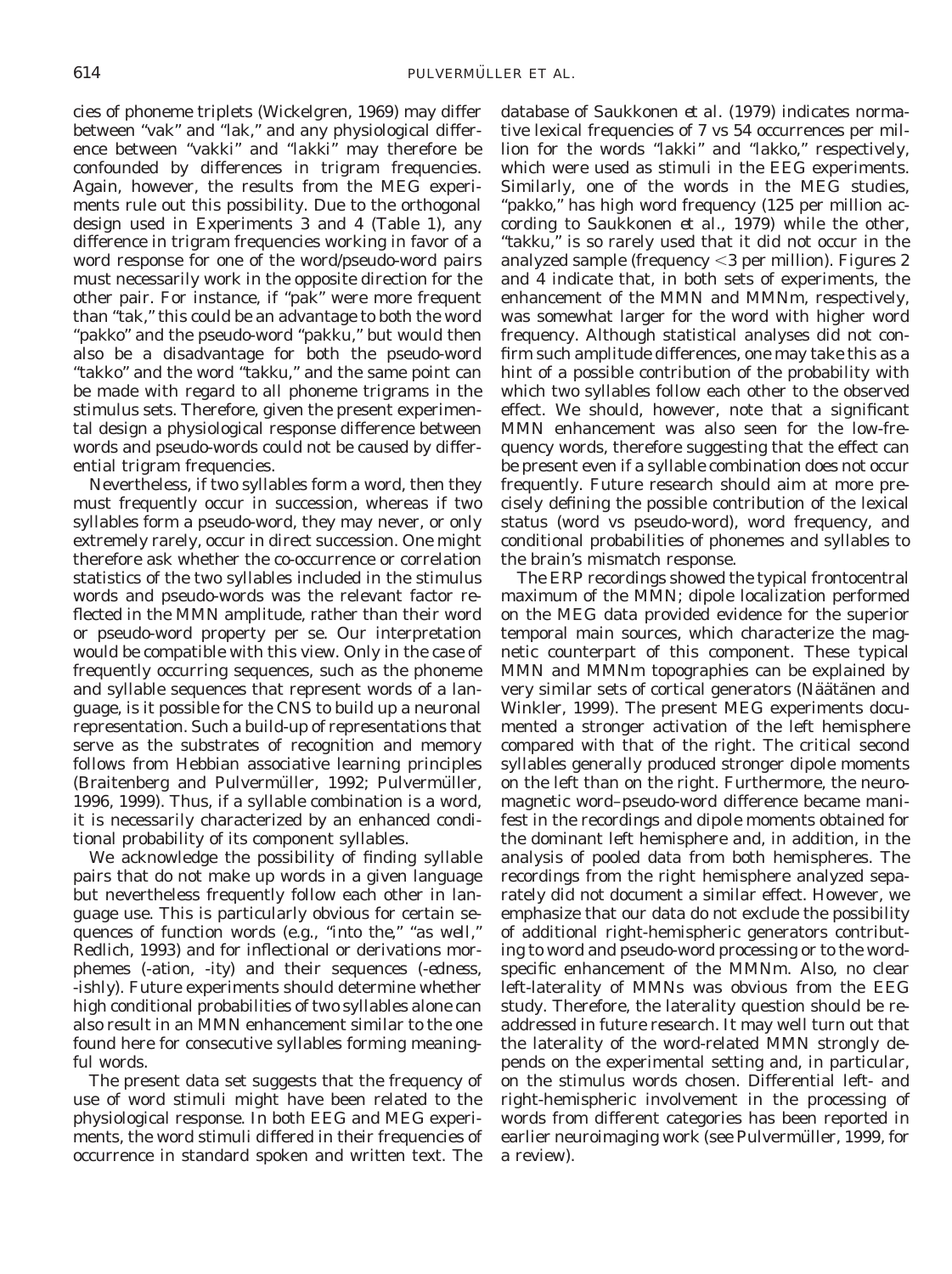cies of phoneme triplets (Wickelgren, 1969) may differ between "vak" and "lak," and any physiological difference between "vakki" and "lakki" may therefore be confounded by differences in trigram frequencies. Again, however, the results from the MEG experiments rule out this possibility. Due to the orthogonal design used in Experiments 3 and 4 (Table 1), any difference in trigram frequencies working in favor of a word response for one of the word/pseudo-word pairs must necessarily work in the opposite direction for the other pair. For instance, if "pak" were more frequent than "tak," this could be an advantage to both the word "pakko" and the pseudo-word "pakku," but would then also be a disadvantage for both the pseudo-word "takko" and the word "takku," and the same point can be made with regard to all phoneme trigrams in the stimulus sets. Therefore, given the present experimental design a physiological response difference between words and pseudo-words could not be caused by differential trigram frequencies.

Nevertheless, if two syllables form a word, then they must frequently occur in succession, whereas if two syllables form a pseudo-word, they may never, or only extremely rarely, occur in direct succession. One might therefore ask whether the co-occurrence or correlation statistics of the two syllables included in the stimulus words and pseudo-words was the relevant factor reflected in the MMN amplitude, rather than their word or pseudo-word property per se. Our interpretation would be compatible with this view. Only in the case of frequently occurring sequences, such as the phoneme and syllable sequences that represent words of a language, is it possible for the CNS to build up a neuronal representation. Such a build-up of representations that serve as the substrates of recognition and memory follows from Hebbian associative learning principles (Braitenberg and Pulvermüller, 1992; Pulvermüller, 1996, 1999). Thus, if a syllable combination is a word, it is necessarily characterized by an enhanced conditional probability of its component syllables.

We acknowledge the possibility of finding syllable pairs that do not make up words in a given language but nevertheless frequently follow each other in language use. This is particularly obvious for certain sequences of function words (e.g., "into the," "as well," Redlich, 1993) and for inflectional or derivations morphemes (-ation, -ity) and their sequences (-edness, -ishly). Future experiments should determine whether high conditional probabilities of two syllables alone can also result in an MMN enhancement similar to the one found here for consecutive syllables forming meaningful words.

The present data set suggests that the frequency of use of word stimuli might have been related to the physiological response. In both EEG and MEG experiments, the word stimuli differed in their frequencies of occurrence in standard spoken and written text. The database of Saukkonen *et al.* (1979) indicates normative lexical frequencies of 7 vs 54 occurrences per million for the words "lakki" and "lakko," respectively, which were used as stimuli in the EEG experiments. Similarly, one of the words in the MEG studies, "pakko," has high word frequency (125 per million according to Saukkonen *et al.*, 1979) while the other, "takku," is so rarely used that it did not occur in the analyzed sample (frequency $<3$ per million). Figures 2 and 4 indicate that, in both sets of experiments, the enhancement of the MMN and MMNm, respectively, was somewhat larger for the word with higher word frequency. Although statistical analyses did not confirm such amplitude differences, one may take this as a hint of a possible contribution of the probability with which two syllables follow each other to the observed effect. We should, however, note that a significant MMN enhancement was also seen for the low-frequency words, therefore suggesting that the effect can be present even if a syllable combination does not occur frequently. Future research should aim at more precisely defining the possible contribution of the lexical status (word vs pseudo-word), word frequency, and conditional probabilities of phonemes and syllables to the brain's mismatch response.

The ERP recordings showed the typical frontocentral maximum of the MMN; dipole localization performed on the MEG data provided evidence for the superior temporal main sources, which characterize the magnetic counterpart of this component. These typical MMN and MMNm topographies can be explained by very similar sets of cortical generators (Näätänen and Winkler, 1999). The present MEG experiments documented a stronger activation of the left hemisphere compared with that of the right. The critical second syllables generally produced stronger dipole moments on the left than on the right. Furthermore, the neuromagnetic word–pseudo-word difference became manifest in the recordings and dipole moments obtained for the dominant left hemisphere and, in addition, in the analysis of pooled data from both hemispheres. The recordings from the right hemisphere analyzed separately did not document a similar effect. However, we emphasize that our data do not exclude the possibility of additional right-hemispheric generators contributing to word and pseudo-word processing or to the word-specific enhancement of the MMNm. Also, no clear left-laterality of MMNs was obvious from the EEG study. Therefore, the laterality question should be readdressed in future research. It may well turn out that the laterality of the word-related MMN strongly depends on the experimental setting and, in particular, on the stimulus words chosen. Differential left- and right-hemispheric involvement in the processing of words from different categories has been reported in earlier neuroimaging work (see Pulvermüller, 1999, for a review).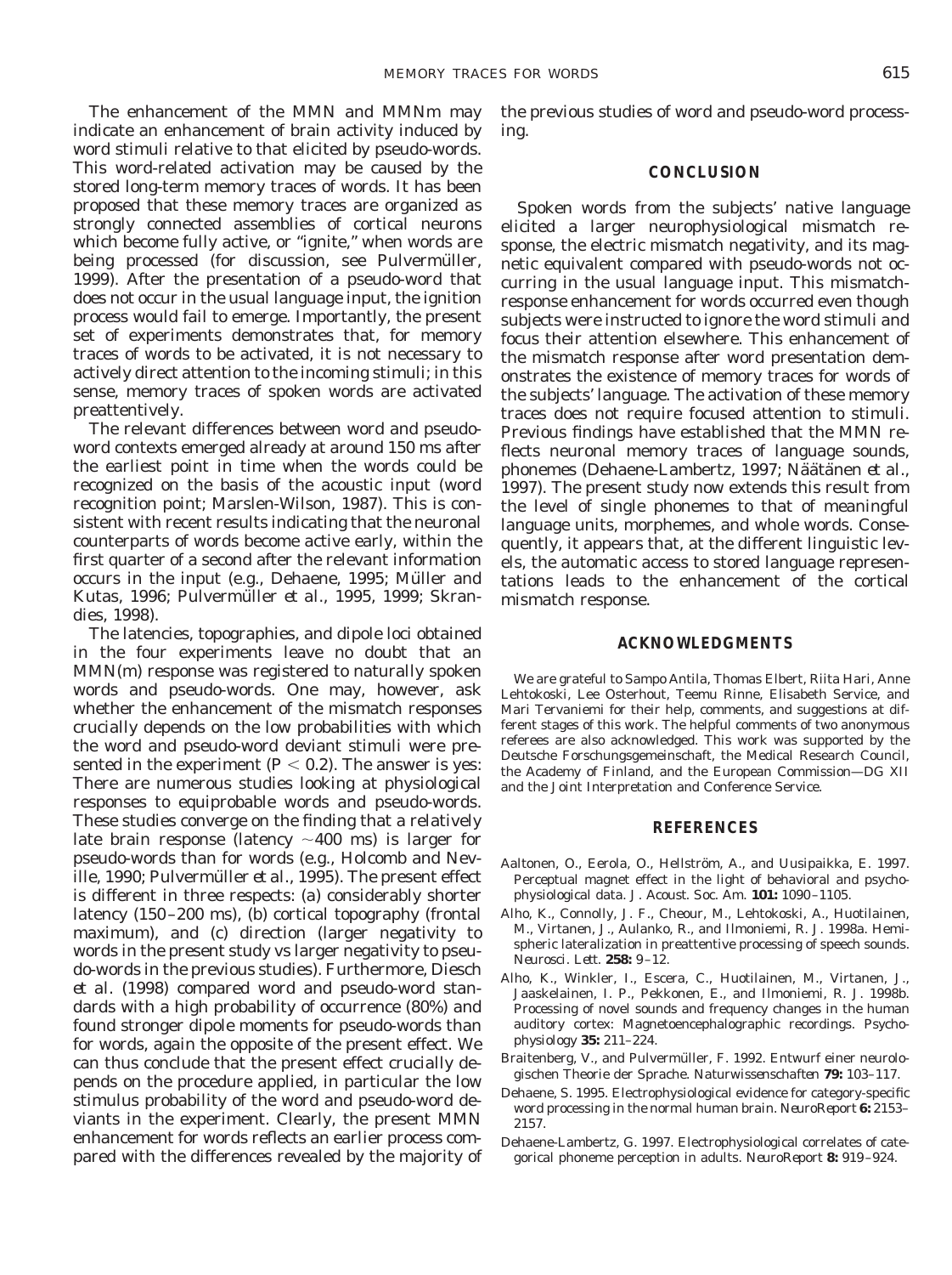The enhancement of the MMN and MMNm may indicate an enhancement of brain activity induced by word stimuli relative to that elicited by pseudo-words. This word-related activation may be caused by the stored long-term memory traces of words. It has been proposed that these memory traces are organized as strongly connected assemblies of cortical neurons which become fully active, or "ignite," when words are being processed (for discussion, see Pulvermüller, 1999). After the presentation of a pseudo-word that does not occur in the usual language input, the ignition process would fail to emerge. Importantly, the present set of experiments demonstrates that, for memory traces of words to be activated, it is not necessary to actively direct attention to the incoming stimuli; in this sense, memory traces of spoken words are activated preattentively.

The relevant differences between word and pseudo-word contexts emerged already at around 150 ms after the earliest point in time when the words could be recognized on the basis of the acoustic input (word recognition point; Marslen-Wilson, 1987). This is consistent with recent results indicating that the neuronal counterparts of words become active early, within the first quarter of a second after the relevant information occurs in the input (e.g., Dehaene, 1995; Müller and Kutas, 1996; Pulvermüller *et al.*, 1995, 1999; Skrandies, 1998).

The latencies, topographies, and dipole loci obtained in the four experiments leave no doubt that an MMN(m) response was registered to naturally spoken words and pseudo-words. One may, however, ask whether the enhancement of the mismatch responses crucially depends on the low probabilities with which the word and pseudo-word deviant stimuli were presented in the experiment ($P < 0.2$). The answer is yes: There are numerous studies looking at physiological responses to equiprobable words and pseudo-words. These studies converge on the finding that a relatively late brain response (latency ~400 ms) is larger for pseudo-words than for words (e.g., Holcomb and Neville, 1990; Pulvermüller *et al.*, 1995). The present effect is different in three respects: (a) considerably shorter latency (150–200 ms), (b) cortical topography (frontal maximum), and (c) direction (larger negativity to words in the present study vs larger negativity to pseudo-words in the previous studies). Furthermore, Diesch *et al.* (1998) compared word and pseudo-word standards with a high probability of occurrence (80%) and found stronger dipole moments for pseudo-words than for words, again the opposite of the present effect. We can thus conclude that the present effect crucially depends on the procedure applied, in particular the low stimulus probability of the word and pseudo-word deviants in the experiment. Clearly, the present MMN enhancement for words reflects an earlier process compared with the differences revealed by the majority of the previous studies of word and pseudo-word processing.

## CONCLUSION

Spoken words from the subjects' native language elicited a larger neurophysiological mismatch response, the electric mismatch negativity, and its magnetic equivalent compared with pseudo-words not occurring in the usual language input. This mismatch-response enhancement for words occurred even though subjects were instructed to ignore the word stimuli and focus their attention elsewhere. This enhancement of the mismatch response after word presentation demonstrates the existence of memory traces for words of the subjects' language. The activation of these memory traces does not require focused attention to stimuli. Previous findings have established that the MMN reflects neuronal memory traces of language sounds, phonemes (Dehaene-Lambertz, 1997; Näätänen *et al.*, 1997). The present study now extends this result from the level of single phonemes to that of meaningful language units, morphemes, and whole words. Consequently, it appears that, at the different linguistic levels, the automatic access to stored language representations leads to the enhancement of the cortical mismatch response.

## ACKNOWLEDGMENTS

We are grateful to Sampo Antila, Thomas Elbert, Riita Hari, Anne Lehtokoski, Lee Osterhout, Teemu Rinne, Elisabeth Service, and Mari Tervaniemi for their help, comments, and suggestions at different stages of this work. The helpful comments of two anonymous referees are also acknowledged. This work was supported by the Deutsche Forschungsgemeinschaft, the Medical Research Council, the Academy of Finland, and the European Commission—DG XII and the Joint Interpretation and Conference Service.

## REFERENCES

Aaltonen, O., Eerola, O., Hellström, A., and Uusipaikka, E. 1997. Perceptual magnet effect in the light of behavioral and psychophysiological data. *J. Acoust. Soc. Am.* **101:** 1090–1105.

Alho, K., Connolly, J. F., Cheour, M., Lehtokoski, A., Huotilainen, M., Virtanen, J., Aulanko, R., and Ilmoniemi, R. J. 1998a. Hemispheric lateralization in preattentive processing of speech sounds. *Neurosci. Lett.* **258:** 9–12.

Alho, K., Winkler, I., Escera, C., Huotilainen, M., Virtanen, J., Jaaskelainen, I. P., Pekkonen, E., and Ilmoniemi, R. J. 1998b. Processing of novel sounds and frequency changes in the human auditory cortex: Magnetoencephalographic recordings. *Psychophysiology* **35:** 211–224.

Braitenberg, V., and Pulvermüller, F. 1992. Entwurf einer neurologischen Theorie der Sprache. *Naturwissenschaften* **79:** 103–117.

Dehaene, S. 1995. Electrophysiological evidence for category-specific word processing in the normal human brain. *NeuroReport* **6:** 2153–2157.

Dehaene-Lambertz, G. 1997. Electrophysiological correlates of categorical phoneme perception in adults. *NeuroReport* **8:** 919–924.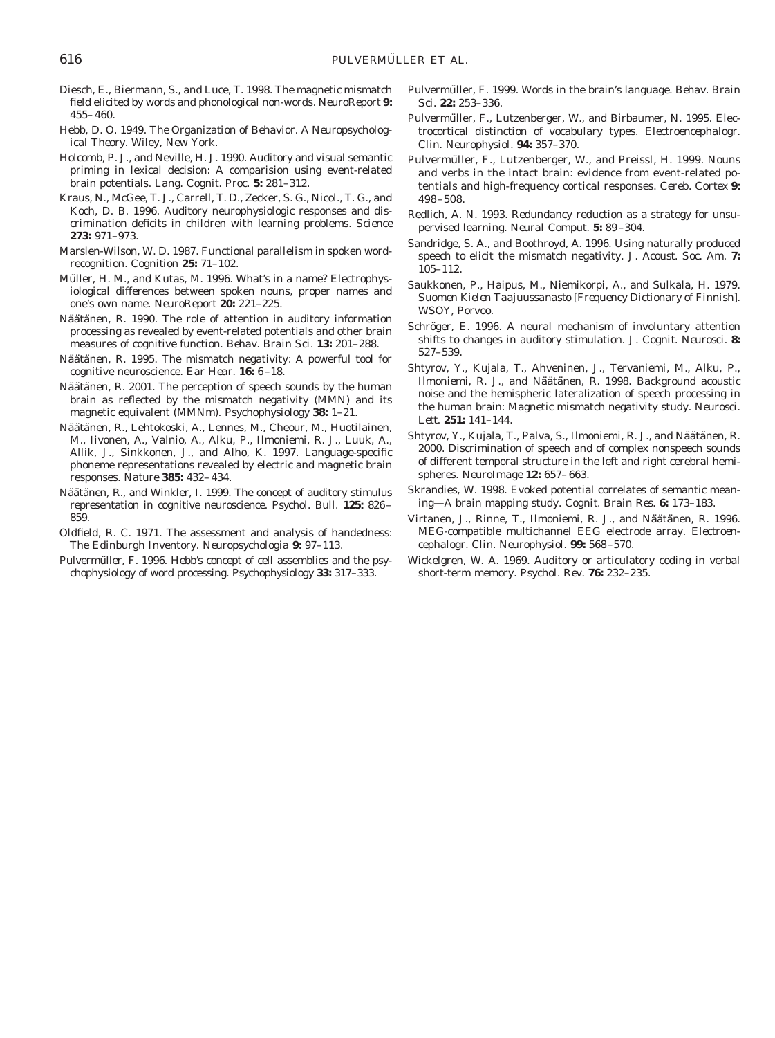Diesch, E., Biermann, S., and Luce, T. 1998. The magnetic mismatch field elicited by words and phonological non-words. *NeuroReport* **9:** 455–460.

Hebb, D. O. 1949. *The Organization of Behavior. A Neuropsychological Theory.* Wiley, New York.

Holcomb, P. J., and Neville, H. J. 1990. Auditory and visual semantic priming in lexical decision: A comparision using event-related brain potentials. *Lang. Cognit. Proc.* **5:** 281–312.

Kraus, N., McGee, T. J., Carrell, T. D., Zecker, S. G., Nicol., T. G., and Koch, D. B. 1996. Auditory neurophysiologic responses and discrimination deficits in children with learning problems. *Science* **273:** 971–973.

Marslen-Wilson, W. D. 1987. Functional parallelism in spoken word-recognition. *Cognition* **25:** 71–102.

Müller, H. M., and Kutas, M. 1996. What's in a name? Electrophysiological differences between spoken nouns, proper names and one's own name. *NeuroReport* **20:** 221–225.

Näätänen, R. 1990. The role of attention in auditory information processing as revealed by event-related potentials and other brain measures of cognitive function. *Behav. Brain Sci.* **13:** 201–288.

Näätänen, R. 1995. The mismatch negativity: A powerful tool for cognitive neuroscience. *Ear Hear.* **16:** 6–18.

Näätänen, R. 2001. The perception of speech sounds by the human brain as reflected by the mismatch negativity (MMN) and its magnetic equivalent (MMNm). *Psychophysiology* **38:** 1–21.

Näätänen, R., Lehtokoski, A., Lennes, M., Cheour, M., Huotilainen, M., Iivonen, A., Valnio, A., Alku, P., Ilmoniemi, R. J., Luuk, A., Allik, J., Sinkkonen, J., and Alho, K. 1997. Language-specific phoneme representations revealed by electric and magnetic brain responses. *Nature* **385:** 432–434.

Näätänen, R., and Winkler, I. 1999. The concept of auditory stimulus representation in cognitive neuroscience. *Psychol. Bull.* **125:** 826–859.

Oldfield, R. C. 1971. The assessment and analysis of handedness: The Edinburgh Inventory. *Neuropsychologia* **9:** 97–113.

Pulvermüller, F. 1996. Hebb's concept of cell assemblies and the psychophysiology of word processing. *Psychophysiology* **33:** 317–333.

Pulvermüller, F. 1999. Words in the brain's language. *Behav. Brain Sci.* **22:** 253–336.

Pulvermüller, F., Lutzenberger, W., and Birbaumer, N. 1995. Electrocortical distinction of vocabulary types. *Electroencephalogr. Clin. Neurophysiol.* **94:** 357–370.

Pulvermüller, F., Lutzenberger, W., and Preissl, H. 1999. Nouns and verbs in the intact brain: evidence from event-related potentials and high-frequency cortical responses. *Cereb. Cortex* **9:** 498–508.

Redlich, A. N. 1993. Redundancy reduction as a strategy for unsupervised learning. *Neural Comput.* **5:** 89–304.

Sandridge, S. A., and Boothroyd, A. 1996. Using naturally produced speech to elicit the mismatch negativity. *J. Acoust. Soc. Am.* **7:** 105–112.

Saukkonen, P., Haipus, M., Niemikorpi, A., and Sulkala, H. 1979. *Suomen Kielen Taajuussanasto [Frequency Dictionary of Finnish].* WSOY, Porvoo.

Schröger, E. 1996. A neural mechanism of involuntary attention shifts to changes in auditory stimulation. *J. Cognit. Neurosci.* **8:** 527–539.

Shtyrov, Y., Kujala, T., Ahveninen, J., Tervaniemi, M., Alku, P., Ilmoniemi, R. J., and Näätänen, R. 1998. Background acoustic noise and the hemispheric lateralization of speech processing in the human brain: Magnetic mismatch negativity study. *Neurosci. Lett.* **251:** 141–144.

Shtyrov, Y., Kujala, T., Palva, S., Ilmoniemi, R. J., and Näätänen, R. 2000. Discrimination of speech and of complex nonspeech sounds of different temporal structure in the left and right cerebral hemispheres. *NeuroImage* **12:** 657–663.

Skrandies, W. 1998. Evoked potential correlates of semantic meaning—A brain mapping study. *Cognit. Brain Res.* **6:** 173–183.

Virtanen, J., Rinne, T., Ilmoniemi, R. J., and Näätänen, R. 1996. MEG-compatible multichannel EEG electrode array. *Electroencephalogr. Clin. Neurophysiol.* **99:** 568–570.

Wickelgren, W. A. 1969. Auditory or articulatory coding in verbal short-term memory. *Psychol. Rev.* **76:** 232–235.